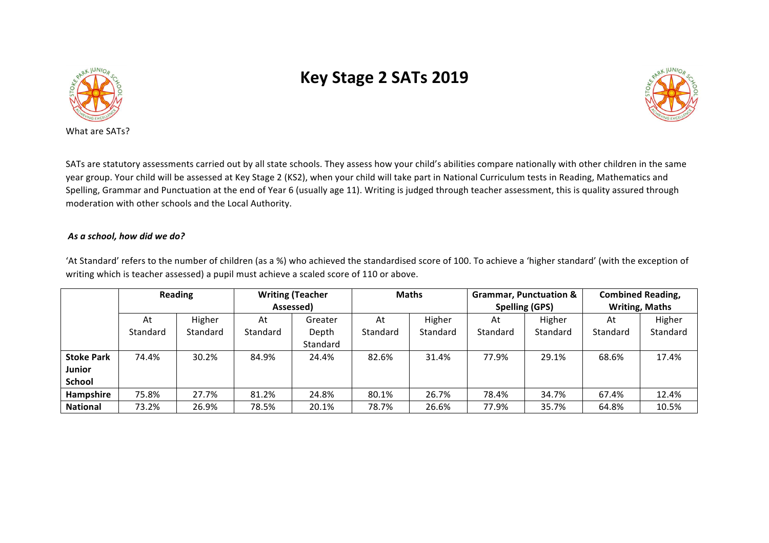# Key Stage 2 SATs 2019

What are SATs?

SATs are statutory assessments carried out by all state schools. They assess how your child's abilities compare nationally with other children in the same year group. Your child will be assessed at Key Stage 2 (KS2), when your child will take part in National Curriculum tests in Reading, Mathematics and Spelling, Grammar and Punctuation at the end of Year 6 (usually age 11). Writing is judged through teacher assessment, this is quality assured through moderation with other schools and the Local Authority.

***As a school, how did we do?***

'At Standard' refers to the number of children (as a %) who achieved the standardised score of 100. To achieve a 'higher standard' (with the exception of writing which is teacher assessed) a pupil must achieve a scaled score of 110 or above.

| | **Reading** | | **Writing (Teacher Assessed)** | | **Maths** | | **Grammar, Punctuation & Spelling (GPS)** | | **Combined Reading, Writing, Maths** | |
|---|---|---|---|---|---|---|---|---|---|---|
| | At Standard | Higher Standard | At Standard | Greater Depth Standard | At Standard | Higher Standard | At Standard | Higher Standard | At Standard | Higher Standard |
| **Stoke Park Junior School** | 74.4% | 30.2% | 84.9% | 24.4% | 82.6% | 31.4% | 77.9% | 29.1% | 68.6% | 17.4% |
| **Hampshire** | 75.8% | 27.7% | 81.2% | 24.8% | 80.1% | 26.7% | 78.4% | 34.7% | 67.4% | 12.4% |
| **National** | 73.2% | 26.9% | 78.5% | 20.1% | 78.7% | 26.6% | 77.9% | 35.7% | 64.8% | 10.5% |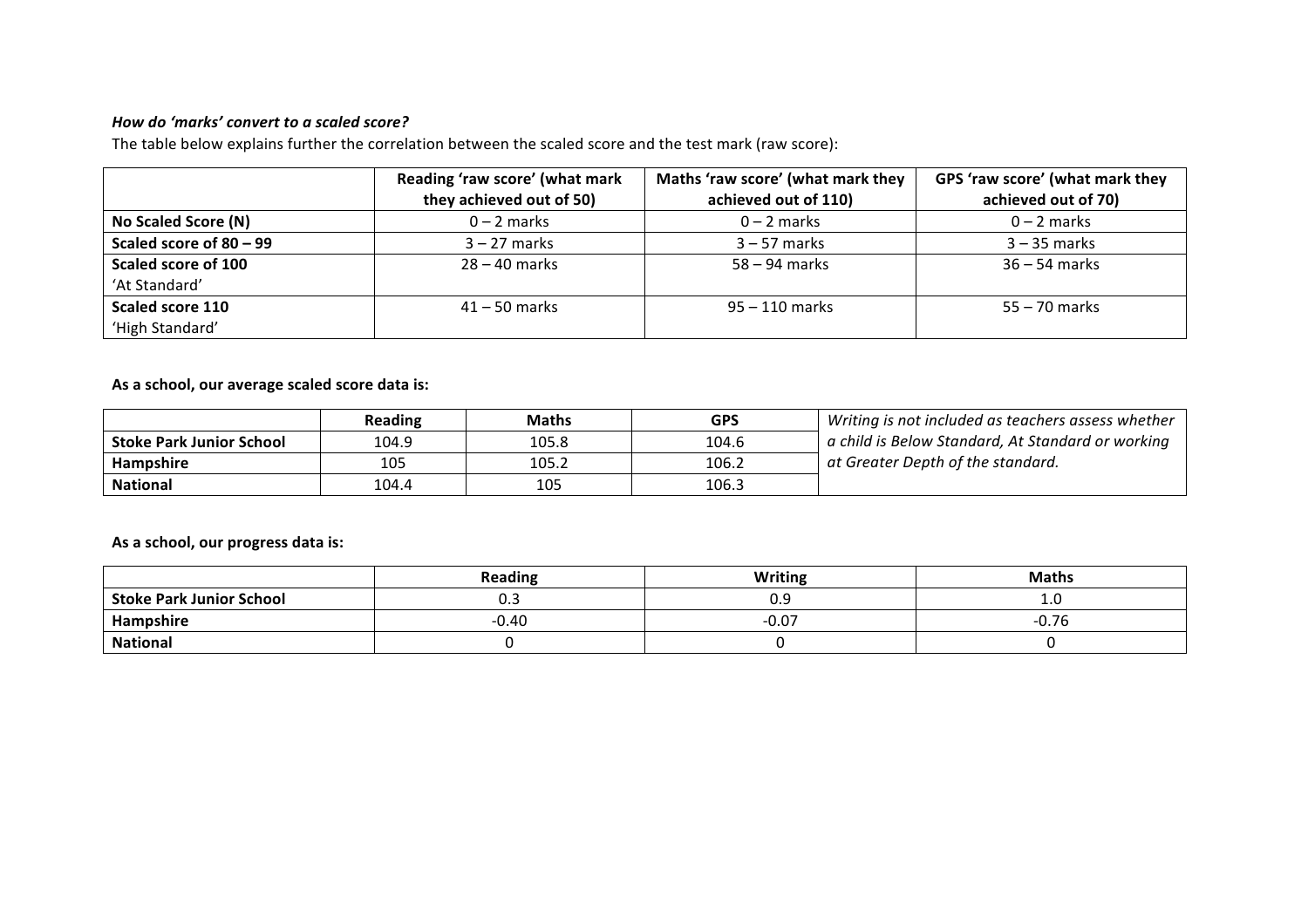***How do 'marks' convert to a scaled score?***

The table below explains further the correlation between the scaled score and the test mark (raw score):

| | Reading 'raw score' (what mark they achieved out of 50) | Maths 'raw score' (what mark they achieved out of 110) | GPS 'raw score' (what mark they achieved out of 70) |
|---|---|---|---|
| **No Scaled Score (N)** | 0 – 2 marks | 0 – 2 marks | 0 – 2 marks |
| **Scaled score of 80 – 99** | 3 – 27 marks | 3 – 57 marks | 3 – 35 marks |
| **Scaled score of 100** 'At Standard' | 28 – 40 marks | 58 – 94 marks | 36 – 54 marks |
| **Scaled score 110** 'High Standard' | 41 – 50 marks | 95 – 110 marks | 55 – 70 marks |

**As a school, our average scaled score data is:**

| | Reading | Maths | GPS | *Writing is not included as teachers assess whether a child is Below Standard, At Standard or working at Greater Depth of the standard.* |
|---|---|---|---|---|
| **Stoke Park Junior School** | 104.9 | 105.8 | 104.6 | |
| **Hampshire** | 105 | 105.2 | 106.2 | |
| **National** | 104.4 | 105 | 106.3 | |

**As a school, our progress data is:**

| | Reading | Writing | Maths |
|---|---|---|---|
| **Stoke Park Junior School** | 0.3 | 0.9 | 1.0 |
| **Hampshire** | -0.40 | -0.07 | -0.76 |
| **National** | 0 | 0 | 0 |